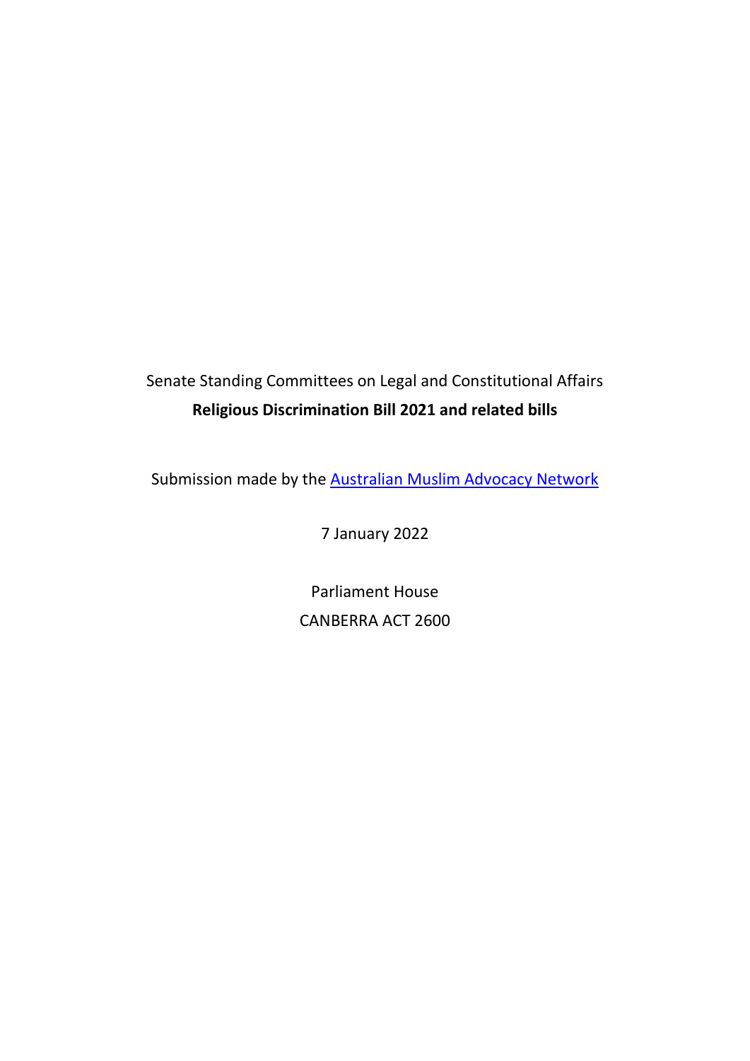Senate Standing Committees on Legal and Constitutional Affairs

**Religious Discrimination Bill 2021 and related bills**

Submission made by the [Australian Muslim Advocacy Network]

7 January 2022

Parliament House

CANBERRA ACT 2600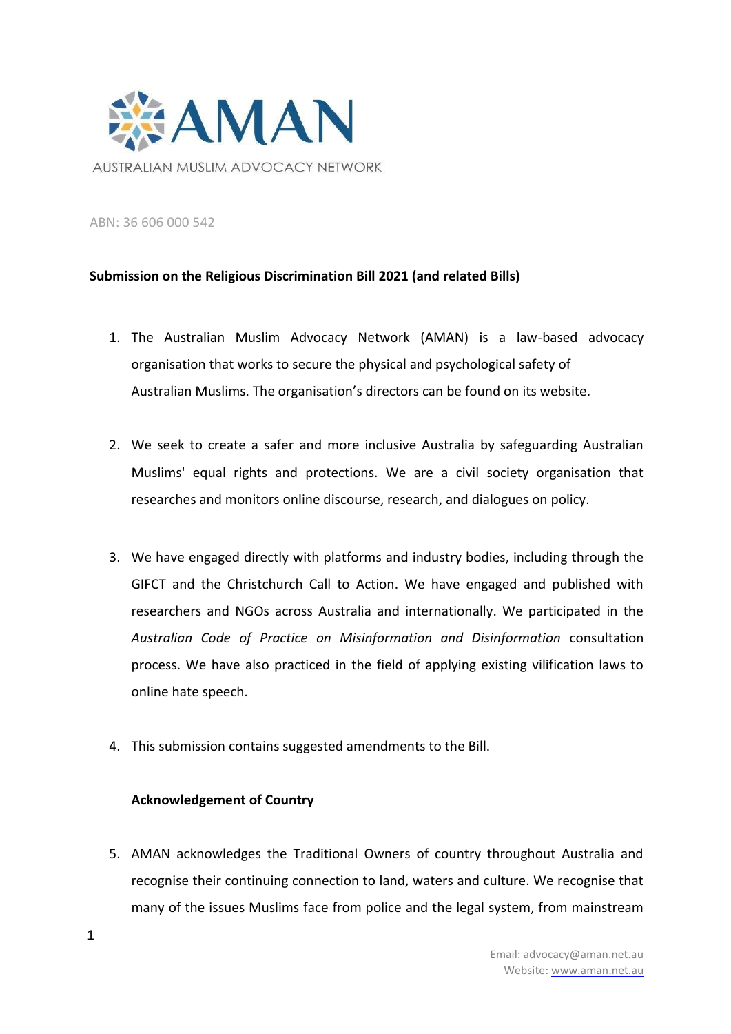AUSTRALIAN MUSLIM ADVOCACY NETWORK

ABN: 36 606 000 542

**Submission on the Religious Discrimination Bill 2021 (and related Bills)**

1. The Australian Muslim Advocacy Network (AMAN) is a law-based advocacy organisation that works to secure the physical and psychological safety of Australian Muslims. The organisation's directors can be found on its website.

2. We seek to create a safer and more inclusive Australia by safeguarding Australian Muslims' equal rights and protections. We are a civil society organisation that researches and monitors online discourse, research, and dialogues on policy.

3. We have engaged directly with platforms and industry bodies, including through the GIFCT and the Christchurch Call to Action. We have engaged and published with researchers and NGOs across Australia and internationally. We participated in the *Australian Code of Practice on Misinformation and Disinformation* consultation process. We have also practiced in the field of applying existing vilification laws to online hate speech.

4. This submission contains suggested amendments to the Bill.

**Acknowledgement of Country**

5. AMAN acknowledges the Traditional Owners of country throughout Australia and recognise their continuing connection to land, waters and culture. We recognise that many of the issues Muslims face from police and the legal system, from mainstream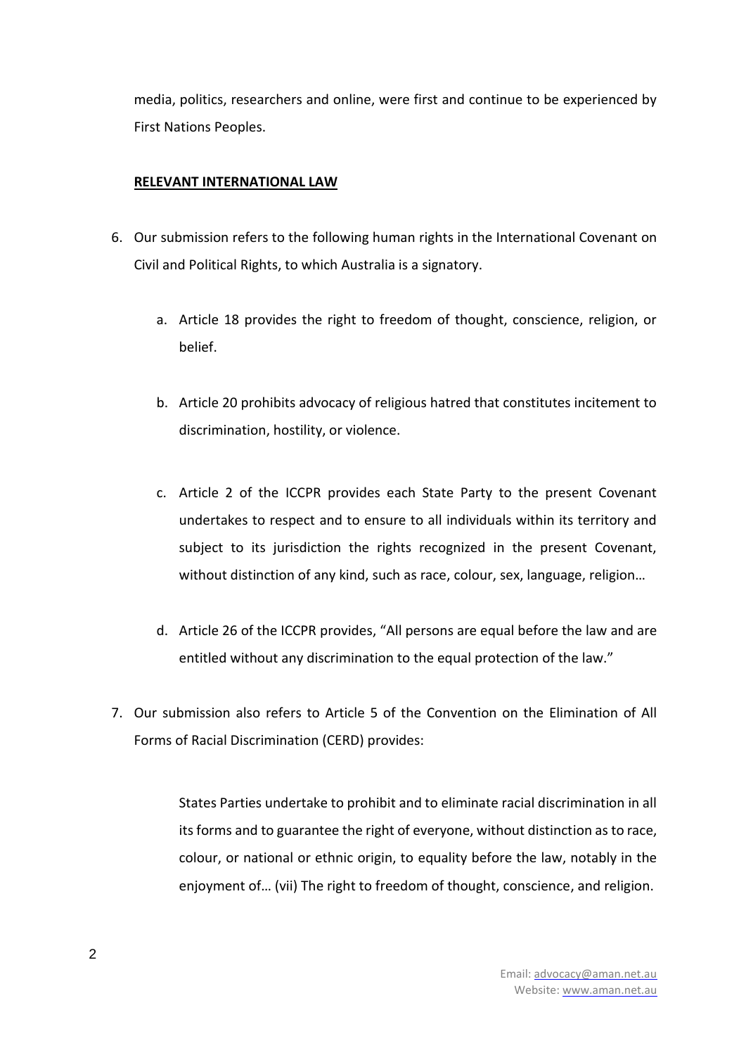media, politics, researchers and online, were first and continue to be experienced by First Nations Peoples.

## RELEVANT INTERNATIONAL LAW

6. Our submission refers to the following human rights in the International Covenant on Civil and Political Rights, to which Australia is a signatory.

   a. Article 18 provides the right to freedom of thought, conscience, religion, or belief.

   b. Article 20 prohibits advocacy of religious hatred that constitutes incitement to discrimination, hostility, or violence.

   c. Article 2 of the ICCPR provides each State Party to the present Covenant undertakes to respect and to ensure to all individuals within its territory and subject to its jurisdiction the rights recognized in the present Covenant, without distinction of any kind, such as race, colour, sex, language, religion…

   d. Article 26 of the ICCPR provides, "All persons are equal before the law and are entitled without any discrimination to the equal protection of the law."

7. Our submission also refers to Article 5 of the Convention on the Elimination of All Forms of Racial Discrimination (CERD) provides:

   > States Parties undertake to prohibit and to eliminate racial discrimination in all its forms and to guarantee the right of everyone, without distinction as to race, colour, or national or ethnic origin, to equality before the law, notably in the enjoyment of… (vii) The right to freedom of thought, conscience, and religion.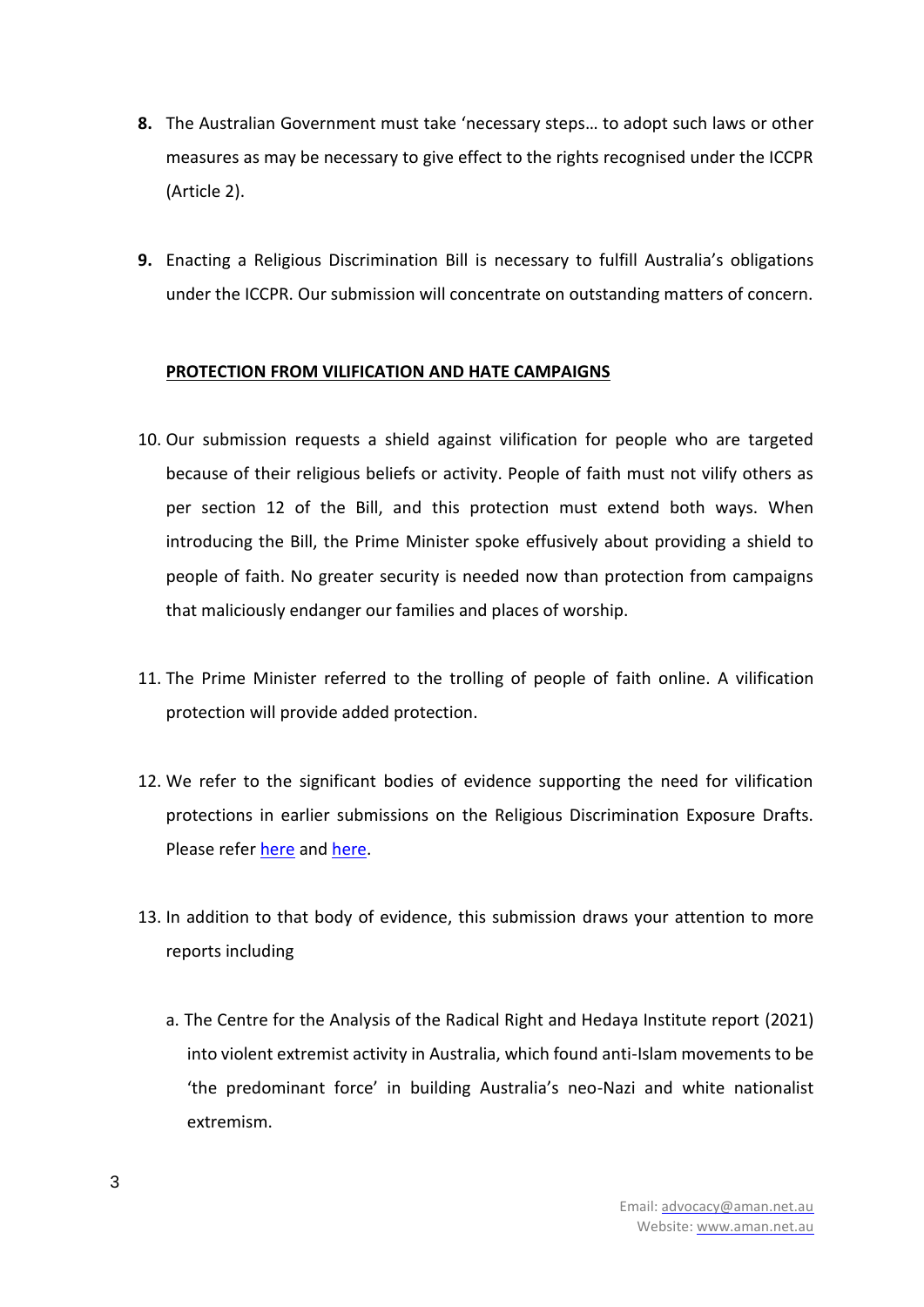**8.** The Australian Government must take 'necessary steps… to adopt such laws or other measures as may be necessary to give effect to the rights recognised under the ICCPR (Article 2).

**9.** Enacting a Religious Discrimination Bill is necessary to fulfill Australia's obligations under the ICCPR. Our submission will concentrate on outstanding matters of concern.

**PROTECTION FROM VILIFICATION AND HATE CAMPAIGNS**

10. Our submission requests a shield against vilification for people who are targeted because of their religious beliefs or activity. People of faith must not vilify others as per section 12 of the Bill, and this protection must extend both ways. When introducing the Bill, the Prime Minister spoke effusively about providing a shield to people of faith. No greater security is needed now than protection from campaigns that maliciously endanger our families and places of worship.

11. The Prime Minister referred to the trolling of people of faith online. A vilification protection will provide added protection.

12. We refer to the significant bodies of evidence supporting the need for vilification protections in earlier submissions on the Religious Discrimination Exposure Drafts. Please refer here and here.

13. In addition to that body of evidence, this submission draws your attention to more reports including

    a. The Centre for the Analysis of the Radical Right and Hedaya Institute report (2021) into violent extremist activity in Australia, which found anti-Islam movements to be 'the predominant force' in building Australia's neo-Nazi and white nationalist extremism.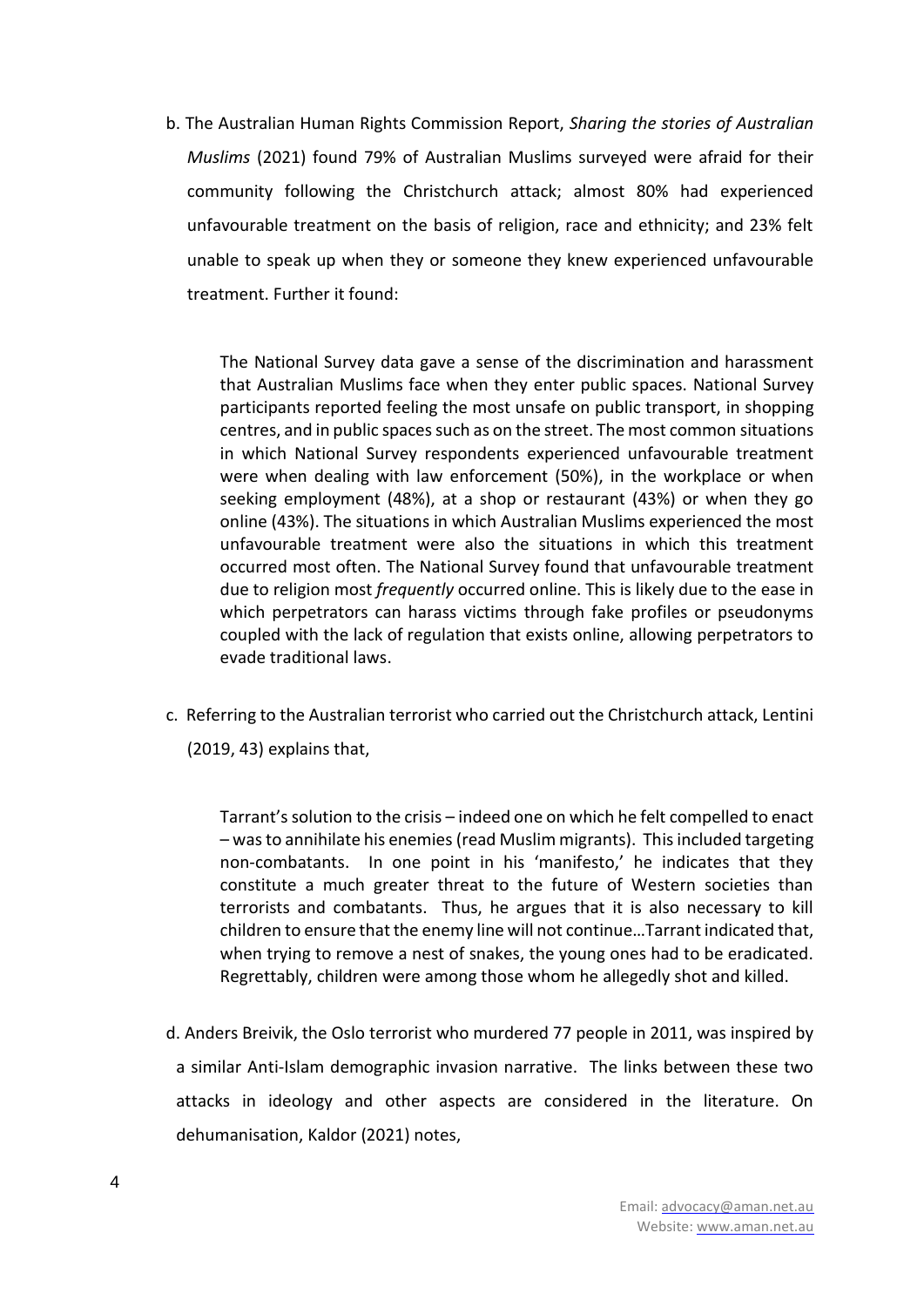b. The Australian Human Rights Commission Report, *Sharing the stories of Australian Muslims* (2021) found 79% of Australian Muslims surveyed were afraid for their community following the Christchurch attack; almost 80% had experienced unfavourable treatment on the basis of religion, race and ethnicity; and 23% felt unable to speak up when they or someone they knew experienced unfavourable treatment. Further it found:

> The National Survey data gave a sense of the discrimination and harassment that Australian Muslims face when they enter public spaces. National Survey participants reported feeling the most unsafe on public transport, in shopping centres, and in public spaces such as on the street. The most common situations in which National Survey respondents experienced unfavourable treatment were when dealing with law enforcement (50%), in the workplace or when seeking employment (48%), at a shop or restaurant (43%) or when they go online (43%). The situations in which Australian Muslims experienced the most unfavourable treatment were also the situations in which this treatment occurred most often. The National Survey found that unfavourable treatment due to religion most *frequently* occurred online. This is likely due to the ease in which perpetrators can harass victims through fake profiles or pseudonyms coupled with the lack of regulation that exists online, allowing perpetrators to evade traditional laws.

c. Referring to the Australian terrorist who carried out the Christchurch attack, Lentini (2019, 43) explains that,

> Tarrant's solution to the crisis – indeed one on which he felt compelled to enact – was to annihilate his enemies (read Muslim migrants). This included targeting non-combatants. In one point in his 'manifesto,' he indicates that they constitute a much greater threat to the future of Western societies than terrorists and combatants. Thus, he argues that it is also necessary to kill children to ensure that the enemy line will not continue…Tarrant indicated that, when trying to remove a nest of snakes, the young ones had to be eradicated. Regrettably, children were among those whom he allegedly shot and killed.

d. Anders Breivik, the Oslo terrorist who murdered 77 people in 2011, was inspired by a similar Anti-Islam demographic invasion narrative. The links between these two attacks in ideology and other aspects are considered in the literature. On dehumanisation, Kaldor (2021) notes,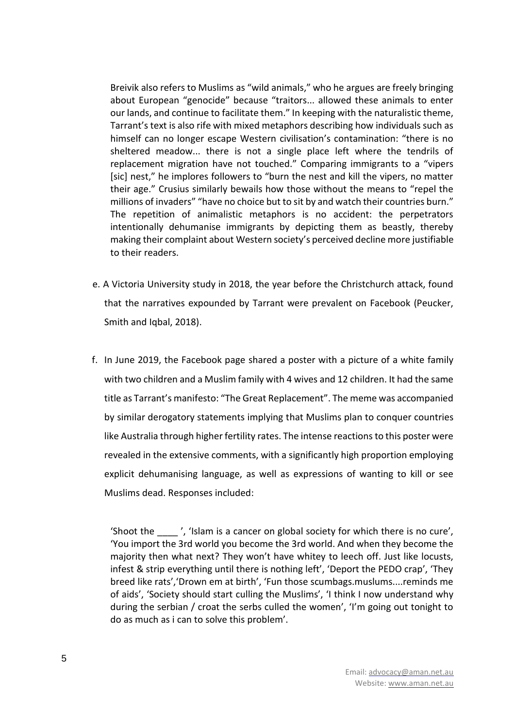> Breivik also refers to Muslims as "wild animals," who he argues are freely bringing about European "genocide" because "traitors... allowed these animals to enter our lands, and continue to facilitate them." In keeping with the naturalistic theme, Tarrant's text is also rife with mixed metaphors describing how individuals such as himself can no longer escape Western civilisation's contamination: "there is no sheltered meadow... there is not a single place left where the tendrils of replacement migration have not touched." Comparing immigrants to a "vipers [sic] nest," he implores followers to "burn the nest and kill the vipers, no matter their age." Crusius similarly bewails how those without the means to "repel the millions of invaders" "have no choice but to sit by and watch their countries burn." The repetition of animalistic metaphors is no accident: the perpetrators intentionally dehumanise immigrants by depicting them as beastly, thereby making their complaint about Western society's perceived decline more justifiable to their readers.

e. A Victoria University study in 2018, the year before the Christchurch attack, found that the narratives expounded by Tarrant were prevalent on Facebook (Peucker, Smith and Iqbal, 2018).

f. In June 2019, the Facebook page shared a poster with a picture of a white family with two children and a Muslim family with 4 wives and 12 children. It had the same title as Tarrant's manifesto: "The Great Replacement". The meme was accompanied by similar derogatory statements implying that Muslims plan to conquer countries like Australia through higher fertility rates. The intense reactions to this poster were revealed in the extensive comments, with a significantly high proportion employing explicit dehumanising language, as well as expressions of wanting to kill or see Muslims dead. Responses included:

> 'Shoot the ____ ', 'Islam is a cancer on global society for which there is no cure', 'You import the 3rd world you become the 3rd world. And when they become the majority then what next? They won't have whitey to leech off. Just like locusts, infest & strip everything until there is nothing left', 'Deport the PEDO crap', 'They breed like rats','Drown em at birth', 'Fun those scumbags.muslums....reminds me of aids', 'Society should start culling the Muslims', 'I think I now understand why during the serbian / croat the serbs culled the women', 'I'm going out tonight to do as much as i can to solve this problem'.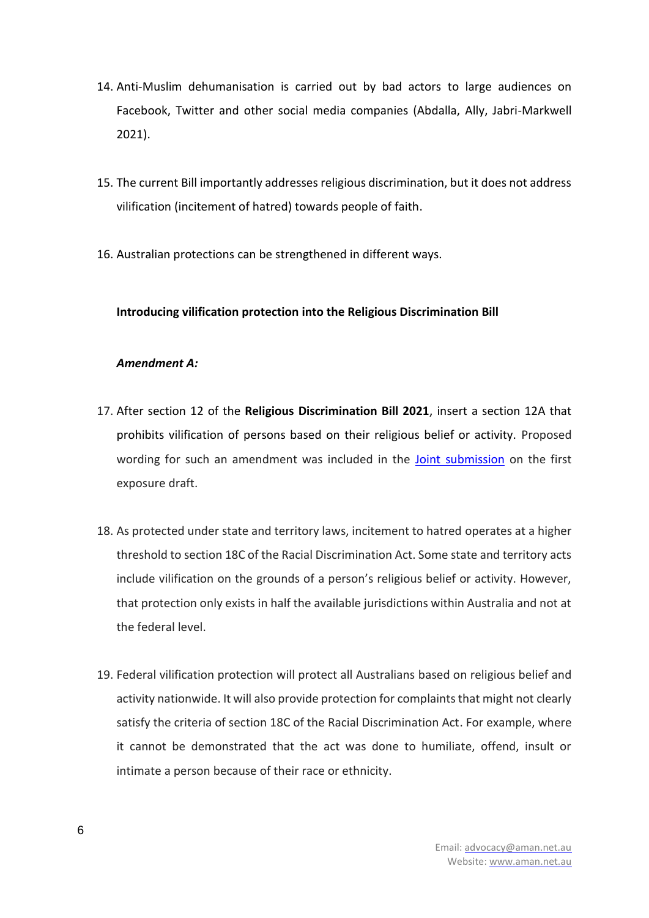14. Anti-Muslim dehumanisation is carried out by bad actors to large audiences on Facebook, Twitter and other social media companies (Abdalla, Ally, Jabri-Markwell 2021).

15. The current Bill importantly addresses religious discrimination, but it does not address vilification (incitement of hatred) towards people of faith.

16. Australian protections can be strengthened in different ways.

**Introducing vilification protection into the Religious Discrimination Bill**

***Amendment A:***

17. After section 12 of the **Religious Discrimination Bill 2021**, insert a section 12A that prohibits vilification of persons based on their religious belief or activity. Proposed wording for such an amendment was included in the [Joint submission] on the first exposure draft.

18. As protected under state and territory laws, incitement to hatred operates at a higher threshold to section 18C of the Racial Discrimination Act. Some state and territory acts include vilification on the grounds of a person's religious belief or activity. However, that protection only exists in half the available jurisdictions within Australia and not at the federal level.

19. Federal vilification protection will protect all Australians based on religious belief and activity nationwide. It will also provide protection for complaints that might not clearly satisfy the criteria of section 18C of the Racial Discrimination Act. For example, where it cannot be demonstrated that the act was done to humiliate, offend, insult or intimate a person because of their race or ethnicity.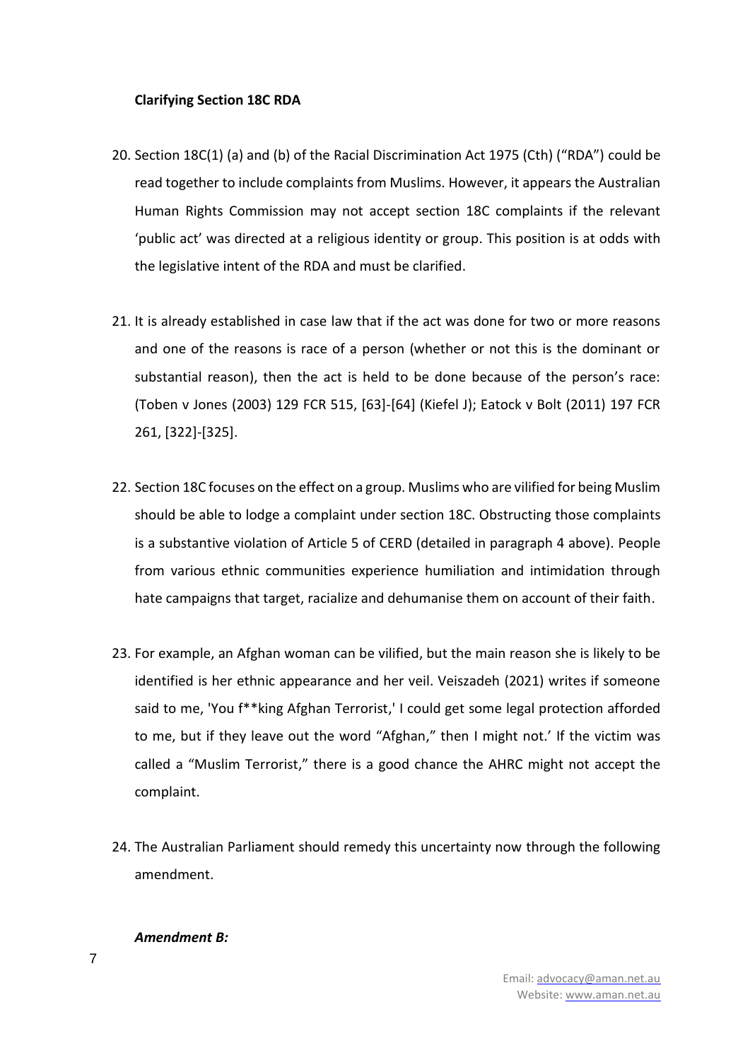**Clarifying Section 18C RDA**

20. Section 18C(1) (a) and (b) of the Racial Discrimination Act 1975 (Cth) ("RDA") could be read together to include complaints from Muslims. However, it appears the Australian Human Rights Commission may not accept section 18C complaints if the relevant 'public act' was directed at a religious identity or group. This position is at odds with the legislative intent of the RDA and must be clarified.

21. It is already established in case law that if the act was done for two or more reasons and one of the reasons is race of a person (whether or not this is the dominant or substantial reason), then the act is held to be done because of the person's race: (Toben v Jones (2003) 129 FCR 515, [63]-[64] (Kiefel J); Eatock v Bolt (2011) 197 FCR 261, [322]-[325].

22. Section 18C focuses on the effect on a group. Muslims who are vilified for being Muslim should be able to lodge a complaint under section 18C. Obstructing those complaints is a substantive violation of Article 5 of CERD (detailed in paragraph 4 above). People from various ethnic communities experience humiliation and intimidation through hate campaigns that target, racialize and dehumanise them on account of their faith.

23. For example, an Afghan woman can be vilified, but the main reason she is likely to be identified is her ethnic appearance and her veil. Veiszadeh (2021) writes if someone said to me, 'You f**king Afghan Terrorist,' I could get some legal protection afforded to me, but if they leave out the word "Afghan," then I might not.' If the victim was called a "Muslim Terrorist," there is a good chance the AHRC might not accept the complaint.

24. The Australian Parliament should remedy this uncertainty now through the following amendment.

***Amendment B:***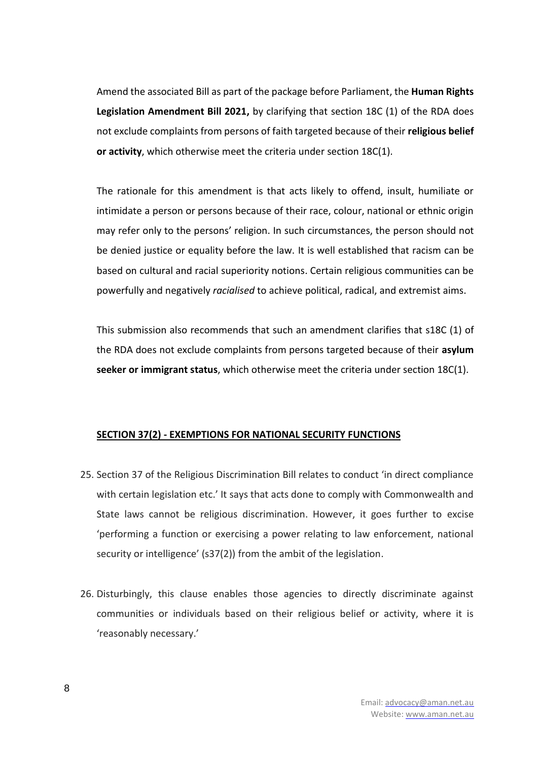Amend the associated Bill as part of the package before Parliament, the **Human Rights Legislation Amendment Bill 2021,** by clarifying that section 18C (1) of the RDA does not exclude complaints from persons of faith targeted because of their **religious belief or activity**, which otherwise meet the criteria under section 18C(1).

The rationale for this amendment is that acts likely to offend, insult, humiliate or intimidate a person or persons because of their race, colour, national or ethnic origin may refer only to the persons' religion. In such circumstances, the person should not be denied justice or equality before the law. It is well established that racism can be based on cultural and racial superiority notions. Certain religious communities can be powerfully and negatively *racialised* to achieve political, radical, and extremist aims.

This submission also recommends that such an amendment clarifies that s18C (1) of the RDA does not exclude complaints from persons targeted because of their **asylum seeker or immigrant status**, which otherwise meet the criteria under section 18C(1).

## SECTION 37(2) - EXEMPTIONS FOR NATIONAL SECURITY FUNCTIONS

25. Section 37 of the Religious Discrimination Bill relates to conduct 'in direct compliance with certain legislation etc.' It says that acts done to comply with Commonwealth and State laws cannot be religious discrimination. However, it goes further to excise 'performing a function or exercising a power relating to law enforcement, national security or intelligence' (s37(2)) from the ambit of the legislation.

26. Disturbingly, this clause enables those agencies to directly discriminate against communities or individuals based on their religious belief or activity, where it is 'reasonably necessary.'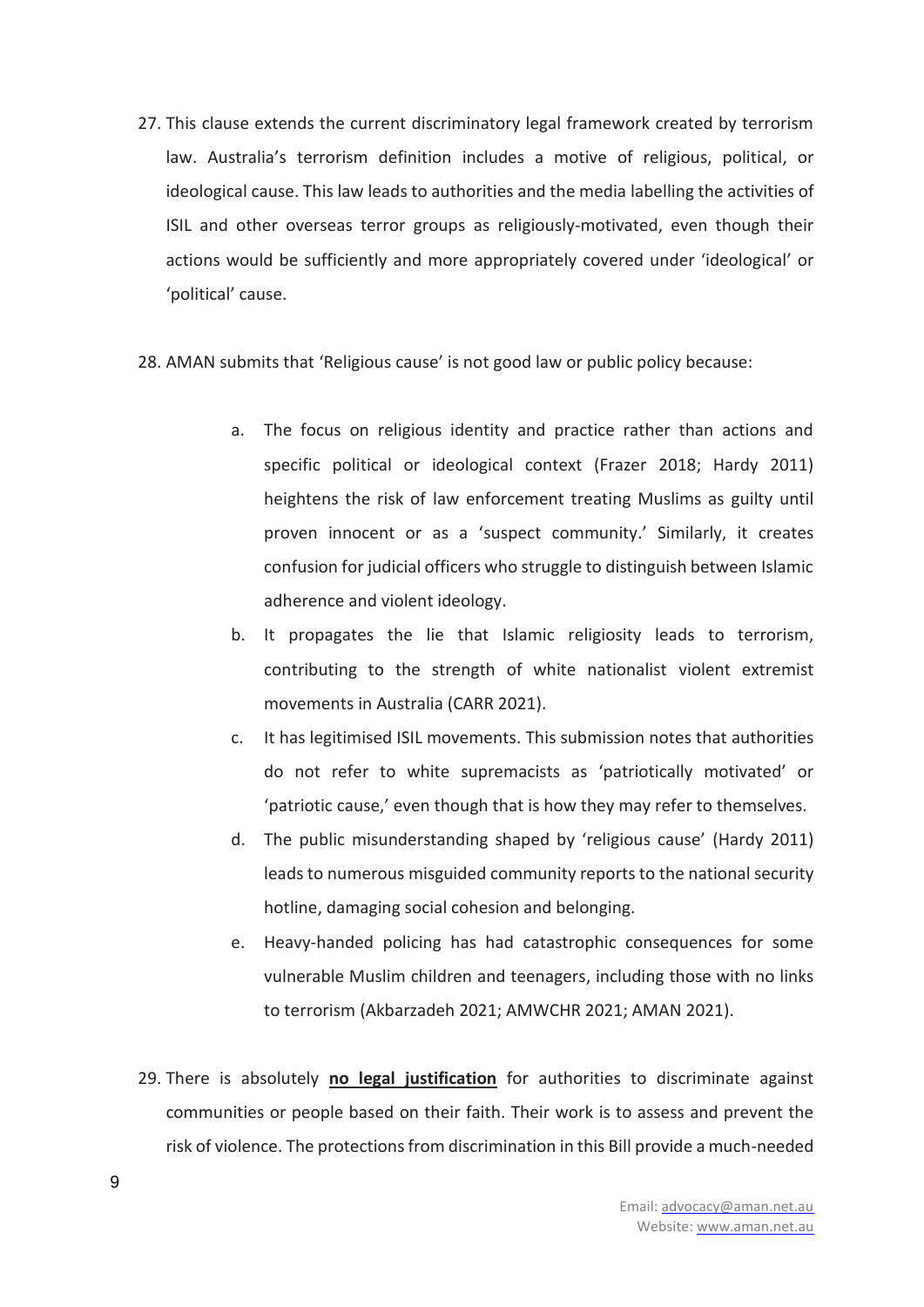27. This clause extends the current discriminatory legal framework created by terrorism law. Australia's terrorism definition includes a motive of religious, political, or ideological cause. This law leads to authorities and the media labelling the activities of ISIL and other overseas terror groups as religiously-motivated, even though their actions would be sufficiently and more appropriately covered under 'ideological' or 'political' cause.

28. AMAN submits that 'Religious cause' is not good law or public policy because:

    a. The focus on religious identity and practice rather than actions and specific political or ideological context (Frazer 2018; Hardy 2011) heightens the risk of law enforcement treating Muslims as guilty until proven innocent or as a 'suspect community.' Similarly, it creates confusion for judicial officers who struggle to distinguish between Islamic adherence and violent ideology.

    b. It propagates the lie that Islamic religiosity leads to terrorism, contributing to the strength of white nationalist violent extremist movements in Australia (CARR 2021).

    c. It has legitimised ISIL movements. This submission notes that authorities do not refer to white supremacists as 'patriotically motivated' or 'patriotic cause,' even though that is how they may refer to themselves.

    d. The public misunderstanding shaped by 'religious cause' (Hardy 2011) leads to numerous misguided community reports to the national security hotline, damaging social cohesion and belonging.

    e. Heavy-handed policing has had catastrophic consequences for some vulnerable Muslim children and teenagers, including those with no links to terrorism (Akbarzadeh 2021; AMWCHR 2021; AMAN 2021).

29. There is absolutely **no legal justification** for authorities to discriminate against communities or people based on their faith. Their work is to assess and prevent the risk of violence. The protections from discrimination in this Bill provide a much-needed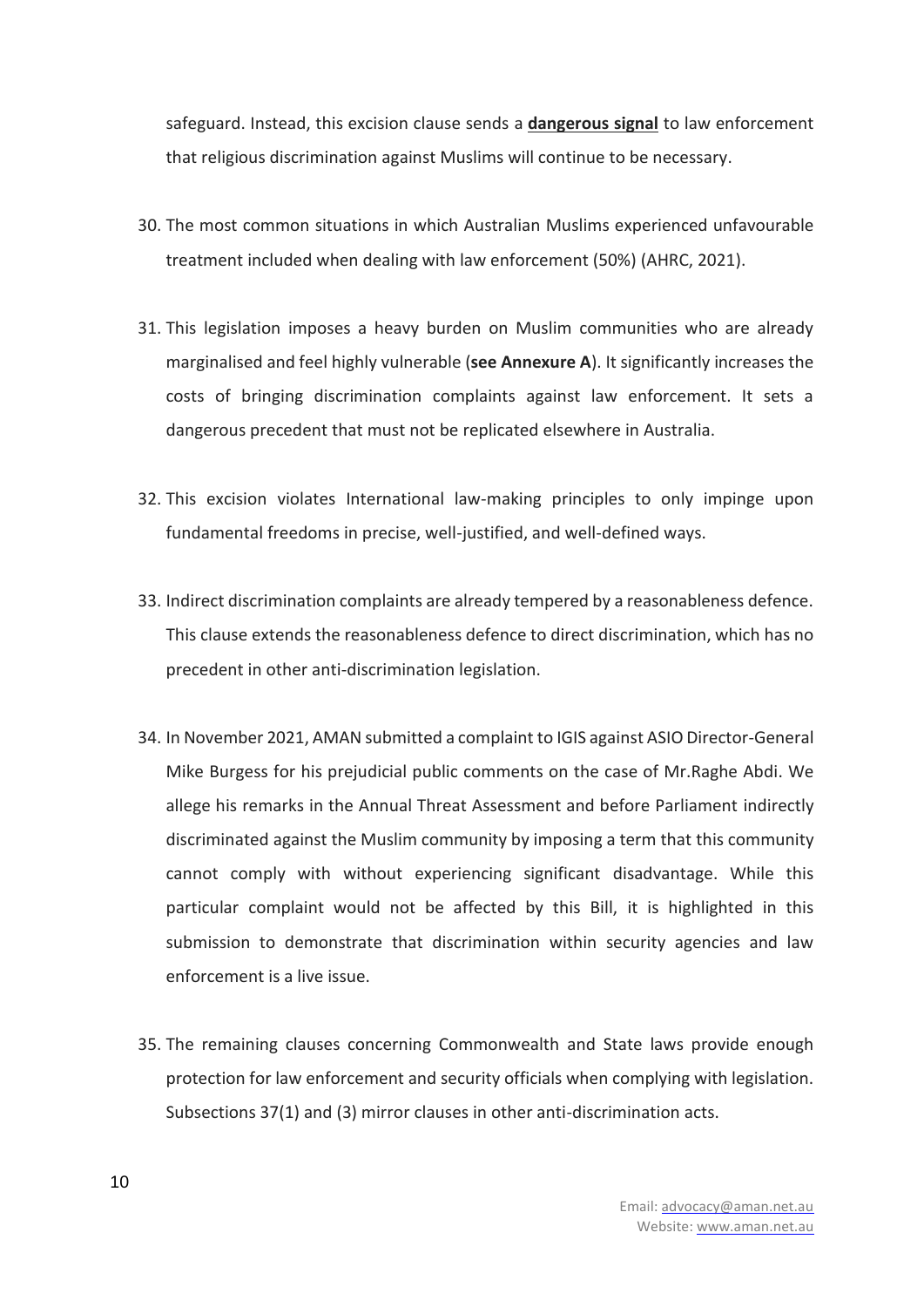safeguard. Instead, this excision clause sends a **dangerous signal** to law enforcement that religious discrimination against Muslims will continue to be necessary.

30. The most common situations in which Australian Muslims experienced unfavourable treatment included when dealing with law enforcement (50%) (AHRC, 2021).

31. This legislation imposes a heavy burden on Muslim communities who are already marginalised and feel highly vulnerable (**see Annexure A**). It significantly increases the costs of bringing discrimination complaints against law enforcement. It sets a dangerous precedent that must not be replicated elsewhere in Australia.

32. This excision violates International law-making principles to only impinge upon fundamental freedoms in precise, well-justified, and well-defined ways.

33. Indirect discrimination complaints are already tempered by a reasonableness defence. This clause extends the reasonableness defence to direct discrimination, which has no precedent in other anti-discrimination legislation.

34. In November 2021, AMAN submitted a complaint to IGIS against ASIO Director-General Mike Burgess for his prejudicial public comments on the case of Mr.Raghe Abdi. We allege his remarks in the Annual Threat Assessment and before Parliament indirectly discriminated against the Muslim community by imposing a term that this community cannot comply with without experiencing significant disadvantage. While this particular complaint would not be affected by this Bill, it is highlighted in this submission to demonstrate that discrimination within security agencies and law enforcement is a live issue.

35. The remaining clauses concerning Commonwealth and State laws provide enough protection for law enforcement and security officials when complying with legislation. Subsections 37(1) and (3) mirror clauses in other anti-discrimination acts.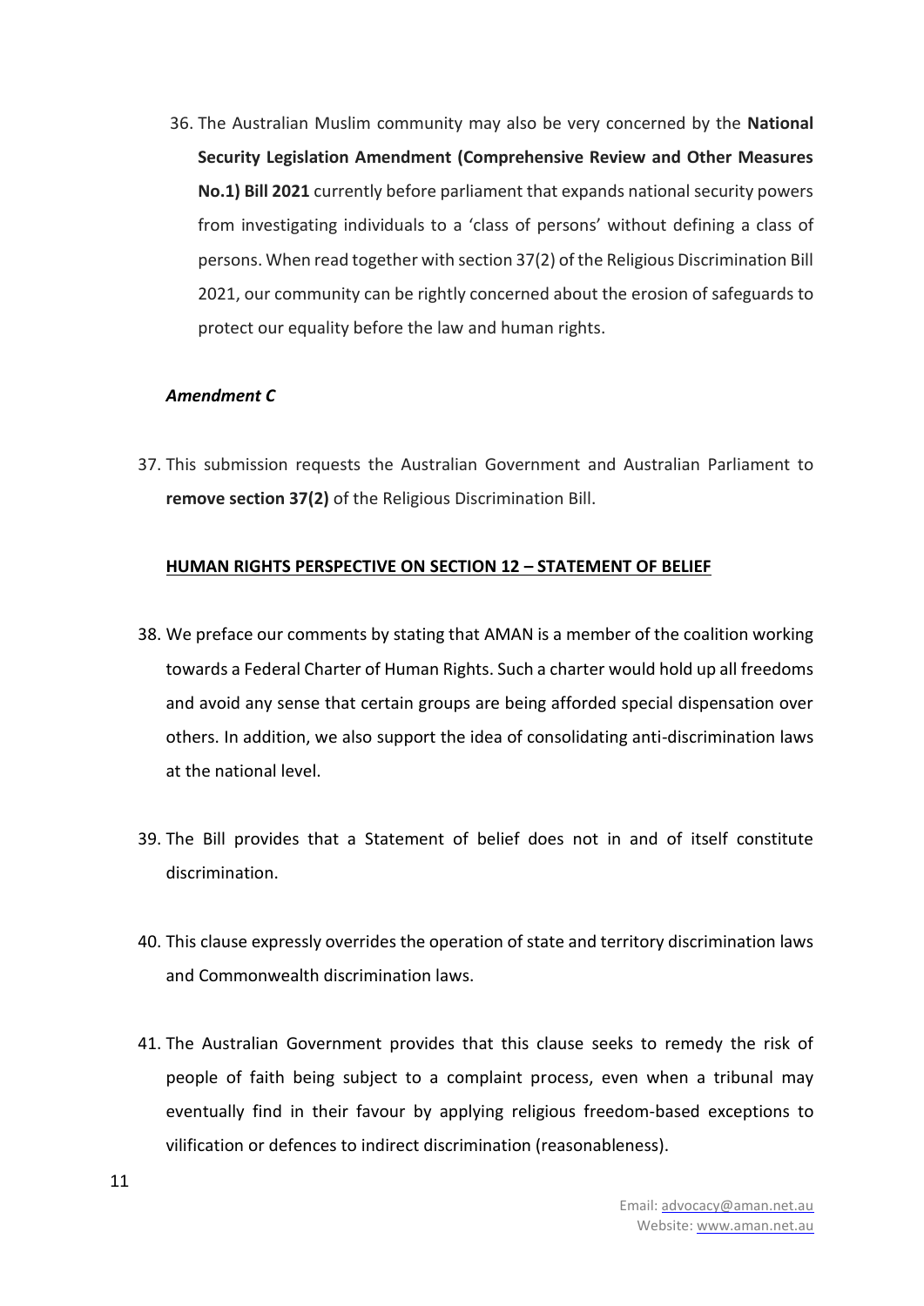36. The Australian Muslim community may also be very concerned by the **National Security Legislation Amendment (Comprehensive Review and Other Measures No.1) Bill 2021** currently before parliament that expands national security powers from investigating individuals to a 'class of persons' without defining a class of persons. When read together with section 37(2) of the Religious Discrimination Bill 2021, our community can be rightly concerned about the erosion of safeguards to protect our equality before the law and human rights.

***Amendment C***

37. This submission requests the Australian Government and Australian Parliament to **remove section 37(2)** of the Religious Discrimination Bill.

**HUMAN RIGHTS PERSPECTIVE ON SECTION 12 – STATEMENT OF BELIEF**

38. We preface our comments by stating that AMAN is a member of the coalition working towards a Federal Charter of Human Rights. Such a charter would hold up all freedoms and avoid any sense that certain groups are being afforded special dispensation over others. In addition, we also support the idea of consolidating anti-discrimination laws at the national level.

39. The Bill provides that a Statement of belief does not in and of itself constitute discrimination.

40. This clause expressly overrides the operation of state and territory discrimination laws and Commonwealth discrimination laws.

41. The Australian Government provides that this clause seeks to remedy the risk of people of faith being subject to a complaint process, even when a tribunal may eventually find in their favour by applying religious freedom-based exceptions to vilification or defences to indirect discrimination (reasonableness).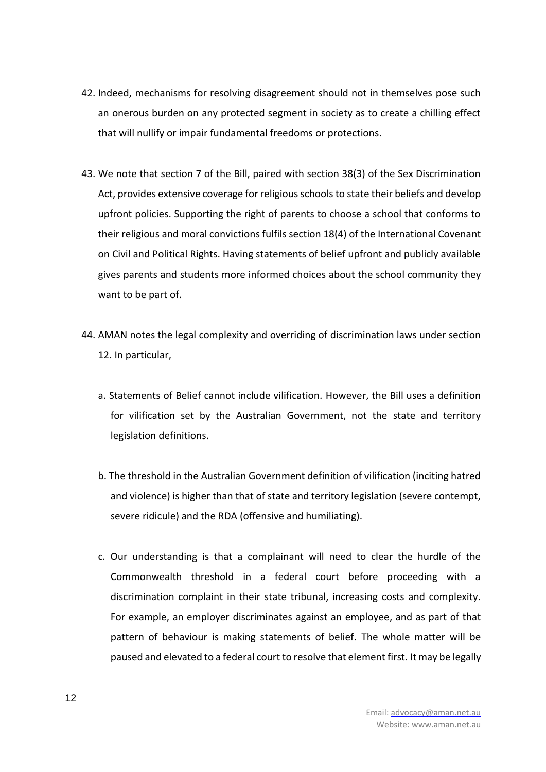42. Indeed, mechanisms for resolving disagreement should not in themselves pose such an onerous burden on any protected segment in society as to create a chilling effect that will nullify or impair fundamental freedoms or protections.

43. We note that section 7 of the Bill, paired with section 38(3) of the Sex Discrimination Act, provides extensive coverage for religious schools to state their beliefs and develop upfront policies. Supporting the right of parents to choose a school that conforms to their religious and moral convictions fulfils section 18(4) of the International Covenant on Civil and Political Rights. Having statements of belief upfront and publicly available gives parents and students more informed choices about the school community they want to be part of.

44. AMAN notes the legal complexity and overriding of discrimination laws under section 12. In particular,

    a. Statements of Belief cannot include vilification. However, the Bill uses a definition for vilification set by the Australian Government, not the state and territory legislation definitions.

    b. The threshold in the Australian Government definition of vilification (inciting hatred and violence) is higher than that of state and territory legislation (severe contempt, severe ridicule) and the RDA (offensive and humiliating).

    c. Our understanding is that a complainant will need to clear the hurdle of the Commonwealth threshold in a federal court before proceeding with a discrimination complaint in their state tribunal, increasing costs and complexity. For example, an employer discriminates against an employee, and as part of that pattern of behaviour is making statements of belief. The whole matter will be paused and elevated to a federal court to resolve that element first. It may be legally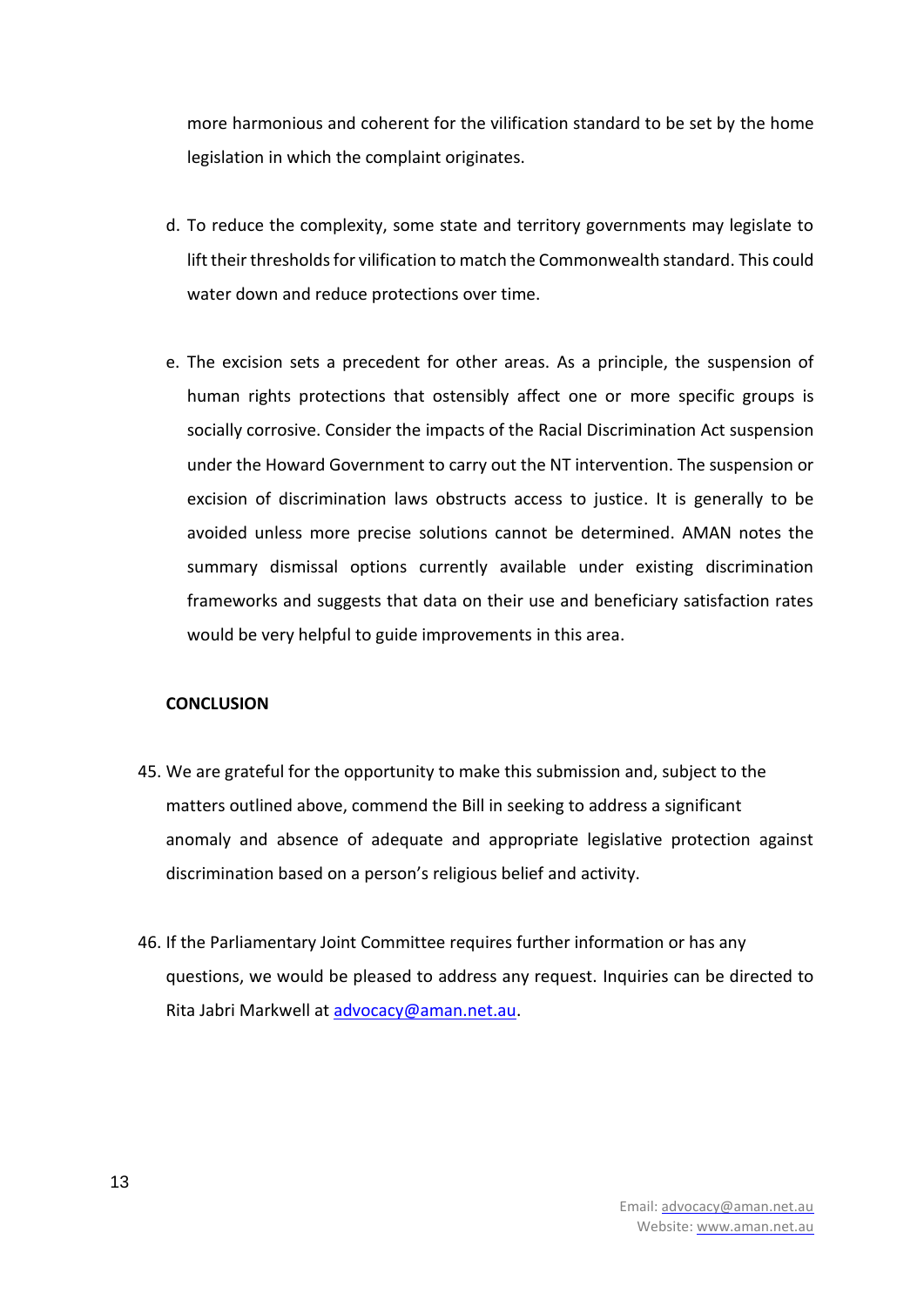more harmonious and coherent for the vilification standard to be set by the home legislation in which the complaint originates.

d. To reduce the complexity, some state and territory governments may legislate to lift their thresholds for vilification to match the Commonwealth standard. This could water down and reduce protections over time.

e. The excision sets a precedent for other areas. As a principle, the suspension of human rights protections that ostensibly affect one or more specific groups is socially corrosive. Consider the impacts of the Racial Discrimination Act suspension under the Howard Government to carry out the NT intervention. The suspension or excision of discrimination laws obstructs access to justice. It is generally to be avoided unless more precise solutions cannot be determined. AMAN notes the summary dismissal options currently available under existing discrimination frameworks and suggests that data on their use and beneficiary satisfaction rates would be very helpful to guide improvements in this area.

**CONCLUSION**

45. We are grateful for the opportunity to make this submission and, subject to the matters outlined above, commend the Bill in seeking to address a significant anomaly and absence of adequate and appropriate legislative protection against discrimination based on a person's religious belief and activity.

46. If the Parliamentary Joint Committee requires further information or has any questions, we would be pleased to address any request. Inquiries can be directed to Rita Jabri Markwell at advocacy@aman.net.au.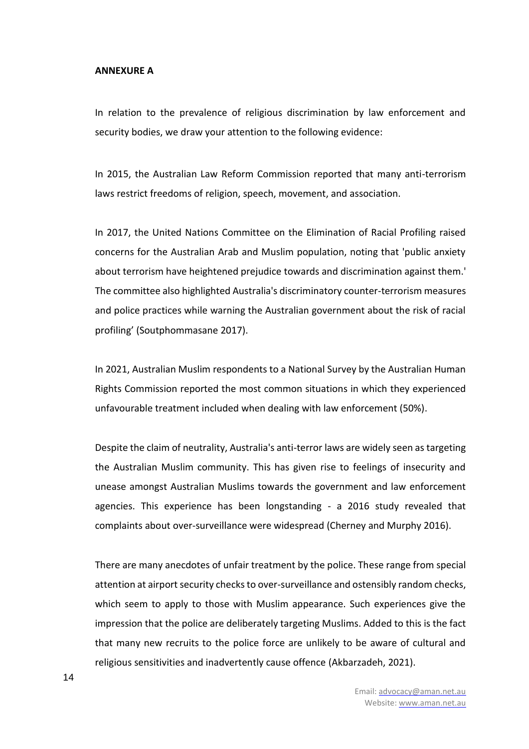**ANNEXURE A**

In relation to the prevalence of religious discrimination by law enforcement and security bodies, we draw your attention to the following evidence:

In 2015, the Australian Law Reform Commission reported that many anti-terrorism laws restrict freedoms of religion, speech, movement, and association.

In 2017, the United Nations Committee on the Elimination of Racial Profiling raised concerns for the Australian Arab and Muslim population, noting that 'public anxiety about terrorism have heightened prejudice towards and discrimination against them.' The committee also highlighted Australia's discriminatory counter-terrorism measures and police practices while warning the Australian government about the risk of racial profiling' (Soutphommasane 2017).

In 2021, Australian Muslim respondents to a National Survey by the Australian Human Rights Commission reported the most common situations in which they experienced unfavourable treatment included when dealing with law enforcement (50%).

Despite the claim of neutrality, Australia's anti-terror laws are widely seen as targeting the Australian Muslim community. This has given rise to feelings of insecurity and unease amongst Australian Muslims towards the government and law enforcement agencies. This experience has been longstanding - a 2016 study revealed that complaints about over-surveillance were widespread (Cherney and Murphy 2016).

There are many anecdotes of unfair treatment by the police. These range from special attention at airport security checks to over-surveillance and ostensibly random checks, which seem to apply to those with Muslim appearance. Such experiences give the impression that the police are deliberately targeting Muslims. Added to this is the fact that many new recruits to the police force are unlikely to be aware of cultural and religious sensitivities and inadvertently cause offence (Akbarzadeh, 2021).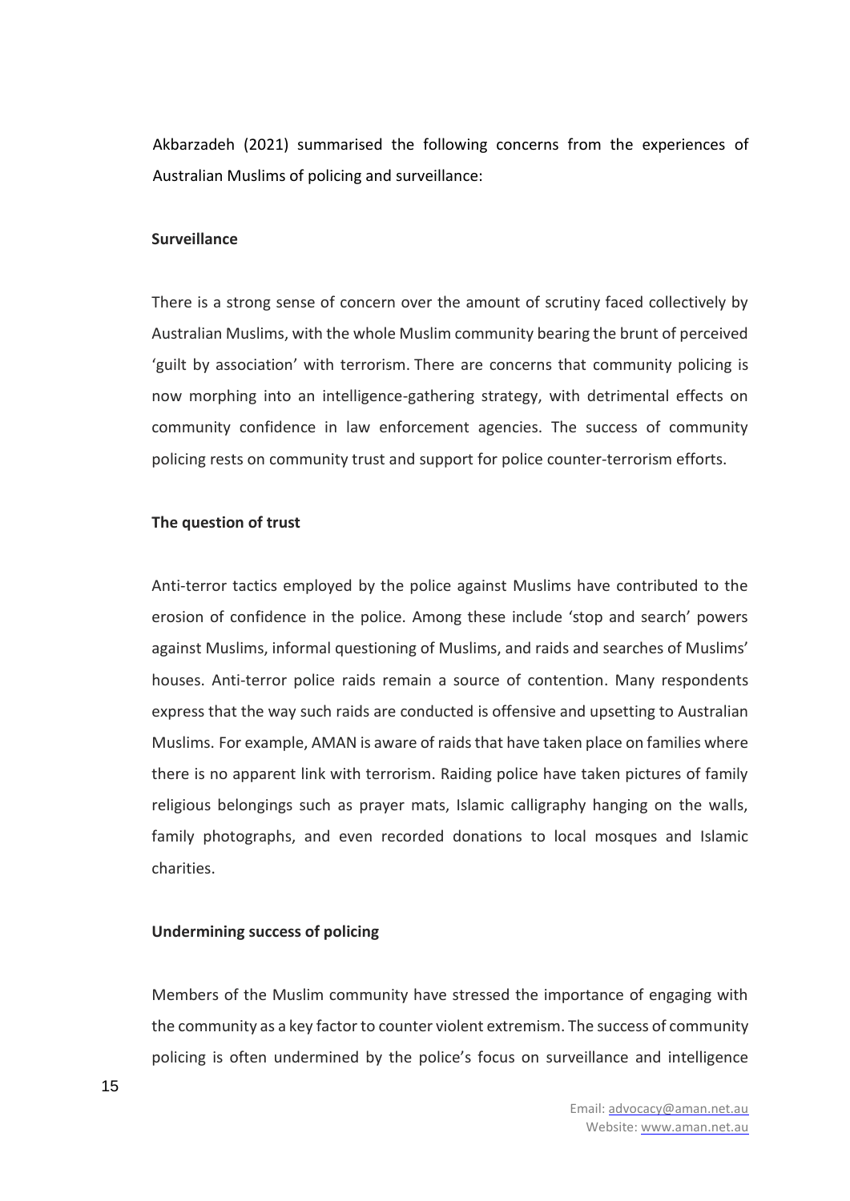Akbarzadeh (2021) summarised the following concerns from the experiences of Australian Muslims of policing and surveillance:

**Surveillance**

There is a strong sense of concern over the amount of scrutiny faced collectively by Australian Muslims, with the whole Muslim community bearing the brunt of perceived 'guilt by association' with terrorism. There are concerns that community policing is now morphing into an intelligence-gathering strategy, with detrimental effects on community confidence in law enforcement agencies. The success of community policing rests on community trust and support for police counter-terrorism efforts.

**The question of trust**

Anti-terror tactics employed by the police against Muslims have contributed to the erosion of confidence in the police. Among these include 'stop and search' powers against Muslims, informal questioning of Muslims, and raids and searches of Muslims' houses. Anti-terror police raids remain a source of contention. Many respondents express that the way such raids are conducted is offensive and upsetting to Australian Muslims. For example, AMAN is aware of raids that have taken place on families where there is no apparent link with terrorism. Raiding police have taken pictures of family religious belongings such as prayer mats, Islamic calligraphy hanging on the walls, family photographs, and even recorded donations to local mosques and Islamic charities.

**Undermining success of policing**

Members of the Muslim community have stressed the importance of engaging with the community as a key factor to counter violent extremism. The success of community policing is often undermined by the police's focus on surveillance and intelligence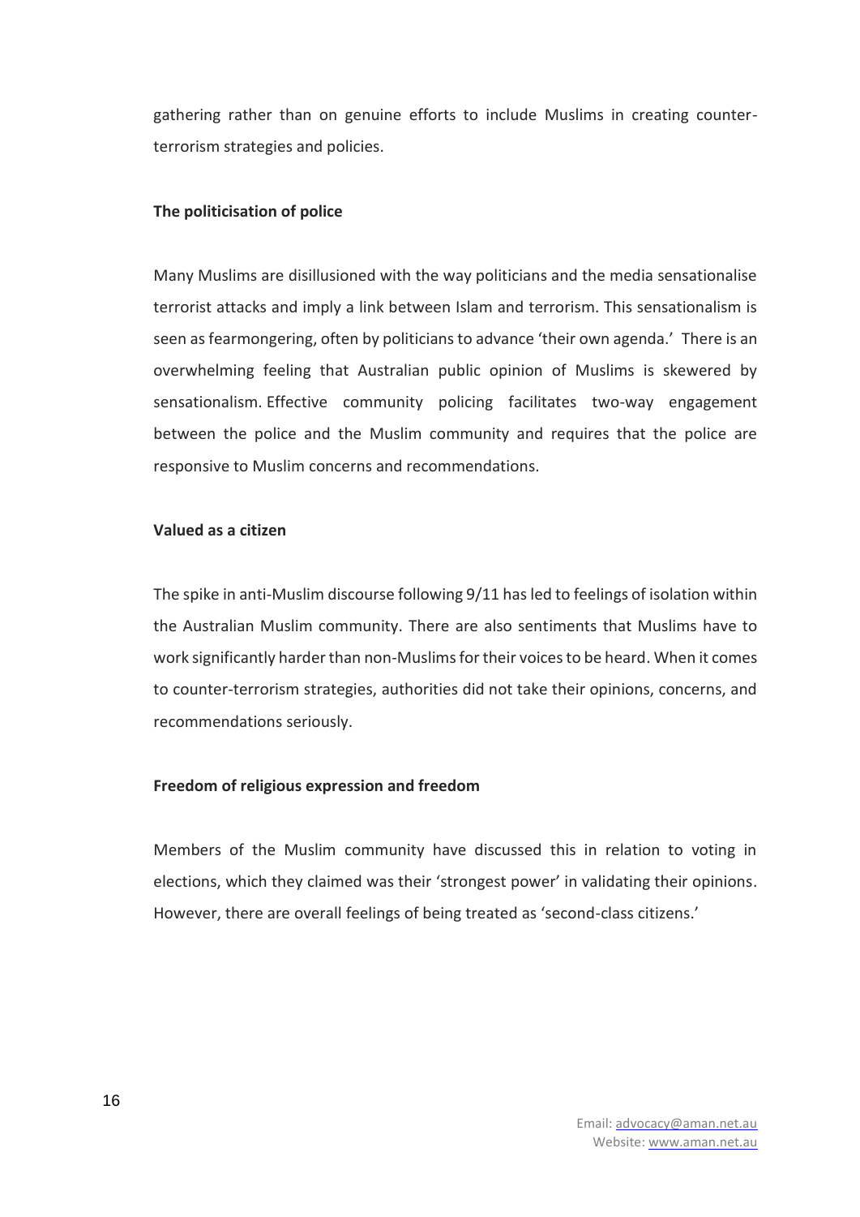gathering rather than on genuine efforts to include Muslims in creating counter-terrorism strategies and policies.

**The politicisation of police**

Many Muslims are disillusioned with the way politicians and the media sensationalise terrorist attacks and imply a link between Islam and terrorism. This sensationalism is seen as fearmongering, often by politicians to advance 'their own agenda.' There is an overwhelming feeling that Australian public opinion of Muslims is skewered by sensationalism. Effective community policing facilitates two-way engagement between the police and the Muslim community and requires that the police are responsive to Muslim concerns and recommendations.

**Valued as a citizen**

The spike in anti-Muslim discourse following 9/11 has led to feelings of isolation within the Australian Muslim community. There are also sentiments that Muslims have to work significantly harder than non-Muslims for their voices to be heard. When it comes to counter-terrorism strategies, authorities did not take their opinions, concerns, and recommendations seriously.

**Freedom of religious expression and freedom**

Members of the Muslim community have discussed this in relation to voting in elections, which they claimed was their 'strongest power' in validating their opinions. However, there are overall feelings of being treated as 'second-class citizens.'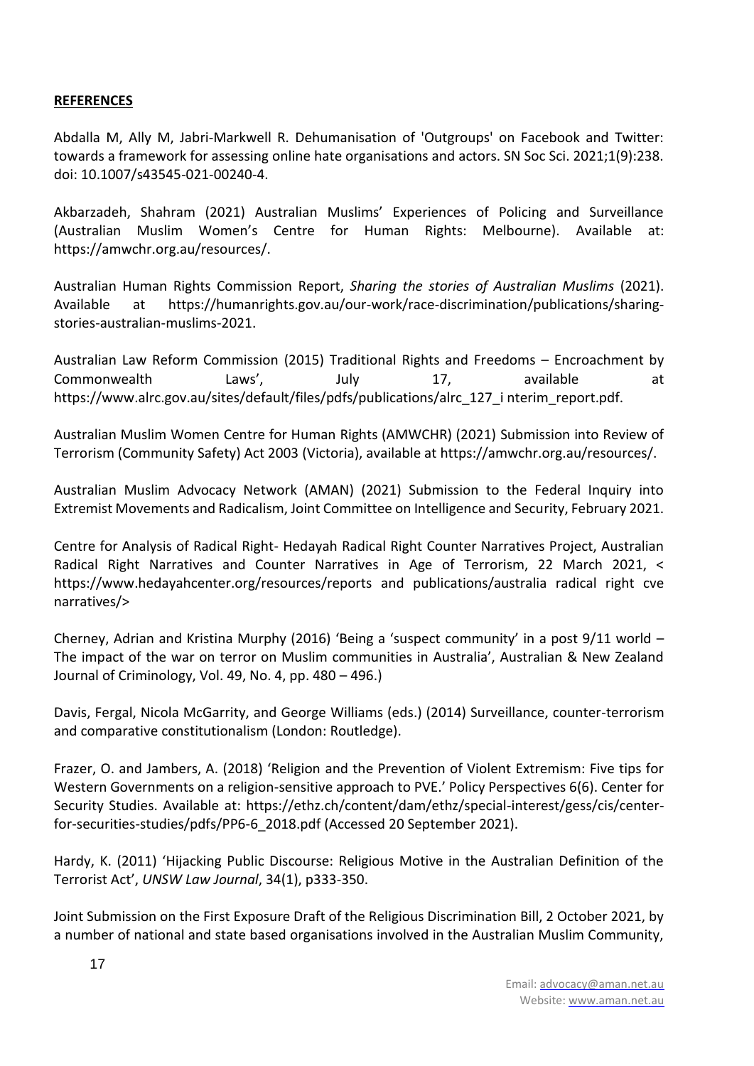## **REFERENCES**

Abdalla M, Ally M, Jabri-Markwell R. Dehumanisation of 'Outgroups' on Facebook and Twitter: towards a framework for assessing online hate organisations and actors. SN Soc Sci. 2021;1(9):238. doi: 10.1007/s43545-021-00240-4.

Akbarzadeh, Shahram (2021) Australian Muslims' Experiences of Policing and Surveillance (Australian Muslim Women's Centre for Human Rights: Melbourne). Available at: https://amwchr.org.au/resources/.

Australian Human Rights Commission Report, *Sharing the stories of Australian Muslims* (2021). Available at https://humanrights.gov.au/our-work/race-discrimination/publications/sharing-stories-australian-muslims-2021.

Australian Law Reform Commission (2015) Traditional Rights and Freedoms – Encroachment by Commonwealth Laws', July 17, available at https://www.alrc.gov.au/sites/default/files/pdfs/publications/alrc_127_i nterim_report.pdf.

Australian Muslim Women Centre for Human Rights (AMWCHR) (2021) Submission into Review of Terrorism (Community Safety) Act 2003 (Victoria), available at https://amwchr.org.au/resources/.

Australian Muslim Advocacy Network (AMAN) (2021) Submission to the Federal Inquiry into Extremist Movements and Radicalism, Joint Committee on Intelligence and Security, February 2021.

Centre for Analysis of Radical Right- Hedayah Radical Right Counter Narratives Project, Australian Radical Right Narratives and Counter Narratives in Age of Terrorism, 22 March 2021, < https://www.hedayahcenter.org/resources/reports and publications/australia radical right cve narratives/>

Cherney, Adrian and Kristina Murphy (2016) 'Being a 'suspect community' in a post 9/11 world – The impact of the war on terror on Muslim communities in Australia', Australian & New Zealand Journal of Criminology, Vol. 49, No. 4, pp. 480 – 496.)

Davis, Fergal, Nicola McGarrity, and George Williams (eds.) (2014) Surveillance, counter-terrorism and comparative constitutionalism (London: Routledge).

Frazer, O. and Jambers, A. (2018) 'Religion and the Prevention of Violent Extremism: Five tips for Western Governments on a religion-sensitive approach to PVE.' Policy Perspectives 6(6). Center for Security Studies. Available at: https://ethz.ch/content/dam/ethz/special-interest/gess/cis/center-for-securities-studies/pdfs/PP6-6_2018.pdf (Accessed 20 September 2021).

Hardy, K. (2011) 'Hijacking Public Discourse: Religious Motive in the Australian Definition of the Terrorist Act', *UNSW Law Journal*, 34(1), p333-350.

Joint Submission on the First Exposure Draft of the Religious Discrimination Bill, 2 October 2021, by a number of national and state based organisations involved in the Australian Muslim Community,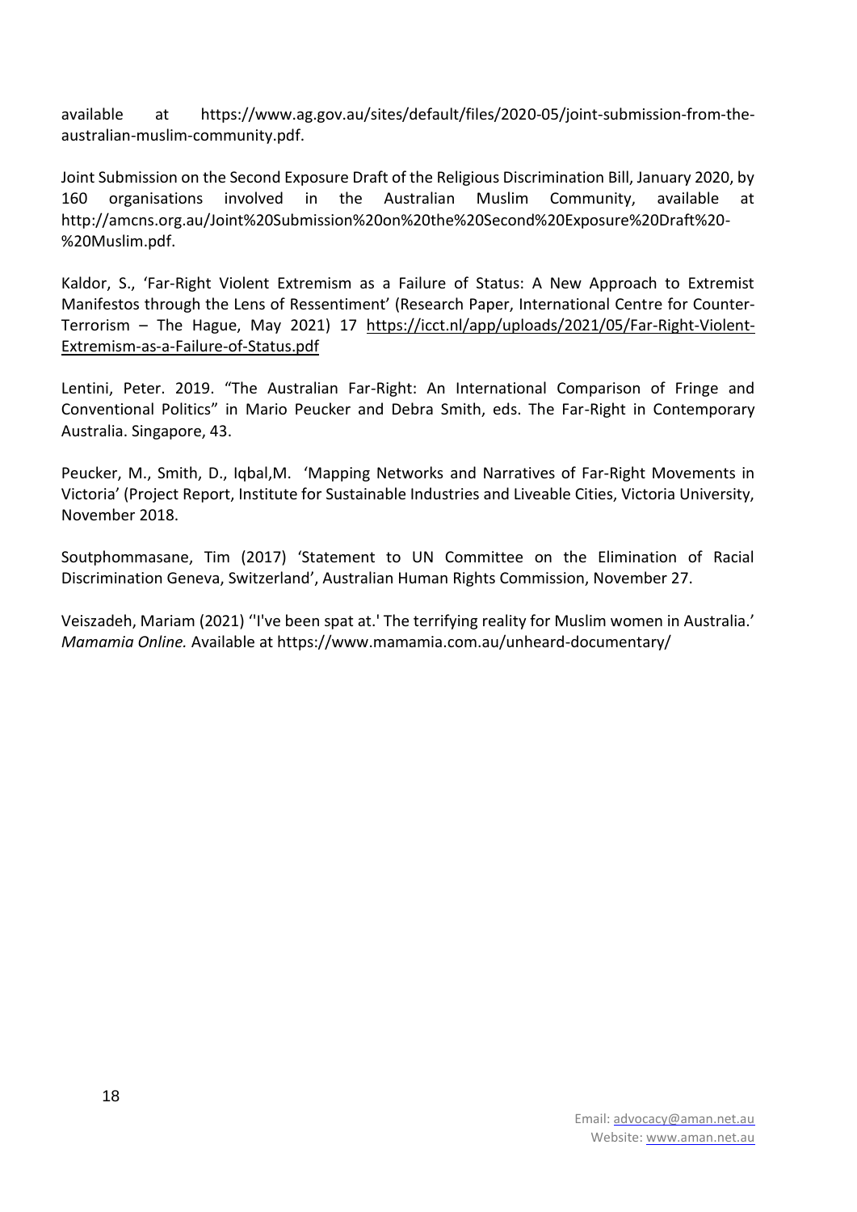available at https://www.ag.gov.au/sites/default/files/2020-05/joint-submission-from-the-australian-muslim-community.pdf.

Joint Submission on the Second Exposure Draft of the Religious Discrimination Bill, January 2020, by 160 organisations involved in the Australian Muslim Community, available at http://amcns.org.au/Joint%20Submission%20on%20the%20Second%20Exposure%20Draft%20-%20Muslim.pdf.

Kaldor, S., 'Far-Right Violent Extremism as a Failure of Status: A New Approach to Extremist Manifestos through the Lens of Ressentiment' (Research Paper, International Centre for Counter-Terrorism – The Hague, May 2021) 17 https://icct.nl/app/uploads/2021/05/Far-Right-Violent-Extremism-as-a-Failure-of-Status.pdf

Lentini, Peter. 2019. "The Australian Far-Right: An International Comparison of Fringe and Conventional Politics" in Mario Peucker and Debra Smith, eds. The Far-Right in Contemporary Australia. Singapore, 43.

Peucker, M., Smith, D., Iqbal,M. 'Mapping Networks and Narratives of Far-Right Movements in Victoria' (Project Report, Institute for Sustainable Industries and Liveable Cities, Victoria University, November 2018.

Soutphommasane, Tim (2017) 'Statement to UN Committee on the Elimination of Racial Discrimination Geneva, Switzerland', Australian Human Rights Commission, November 27.

Veiszadeh, Mariam (2021) ''I've been spat at.' The terrifying reality for Muslim women in Australia.' *Mamamia Online.* Available at https://www.mamamia.com.au/unheard-documentary/